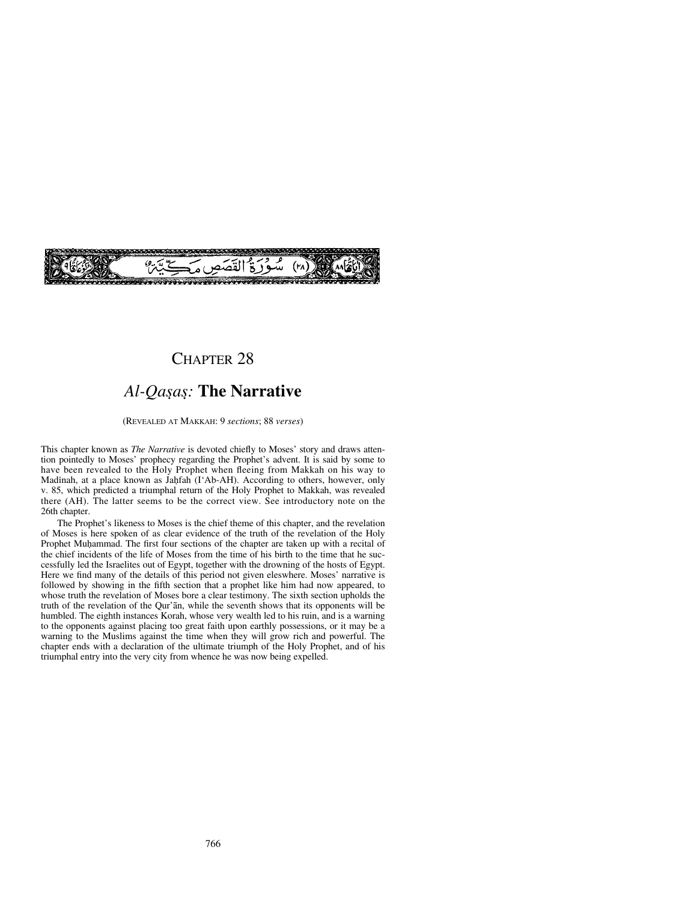(٢٨) سُورَةُ القَصَصِ مَكِّيَّةٌ

# Chapter 28

## *Al-Qaṣaṣ:* The Narrative

(Revealed at Makkah: 9 *sections*; 88 *verses*)

This chapter known as *The Narrative* is devoted chiefly to Moses' story and draws attention pointedly to Moses' prophecy regarding the Prophet's advent. It is said by some to have been revealed to the Holy Prophet when fleeing from Makkah on his way to Madīnah, at a place known as Jaḥfah (I'Ab-AH). According to others, however, only v. 85, which predicted a triumphal return of the Holy Prophet to Makkah, was revealed there (AH). The latter seems to be the correct view. See introductory note on the 26th chapter.

The Prophet's likeness to Moses is the chief theme of this chapter, and the revelation of Moses is here spoken of as clear evidence of the truth of the revelation of the Holy Prophet Muḥammad. The first four sections of the chapter are taken up with a recital of the chief incidents of the life of Moses from the time of his birth to the time that he successfully led the Israelites out of Egypt, together with the drowning of the hosts of Egypt. Here we find many of the details of this period not given eleswhere. Moses' narrative is followed by showing in the fifth section that a prophet like him had now appeared, to whose truth the revelation of Moses bore a clear testimony. The sixth section upholds the truth of the revelation of the Qur'ān, while the seventh shows that its opponents will be humbled. The eighth instances Korah, whose very wealth led to his ruin, and is a warning to the opponents against placing too great faith upon earthly possessions, or it may be a warning to the Muslims against the time when they will grow rich and powerful. The chapter ends with a declaration of the ultimate triumph of the Holy Prophet, and of his triumphal entry into the very city from whence he was now being expelled.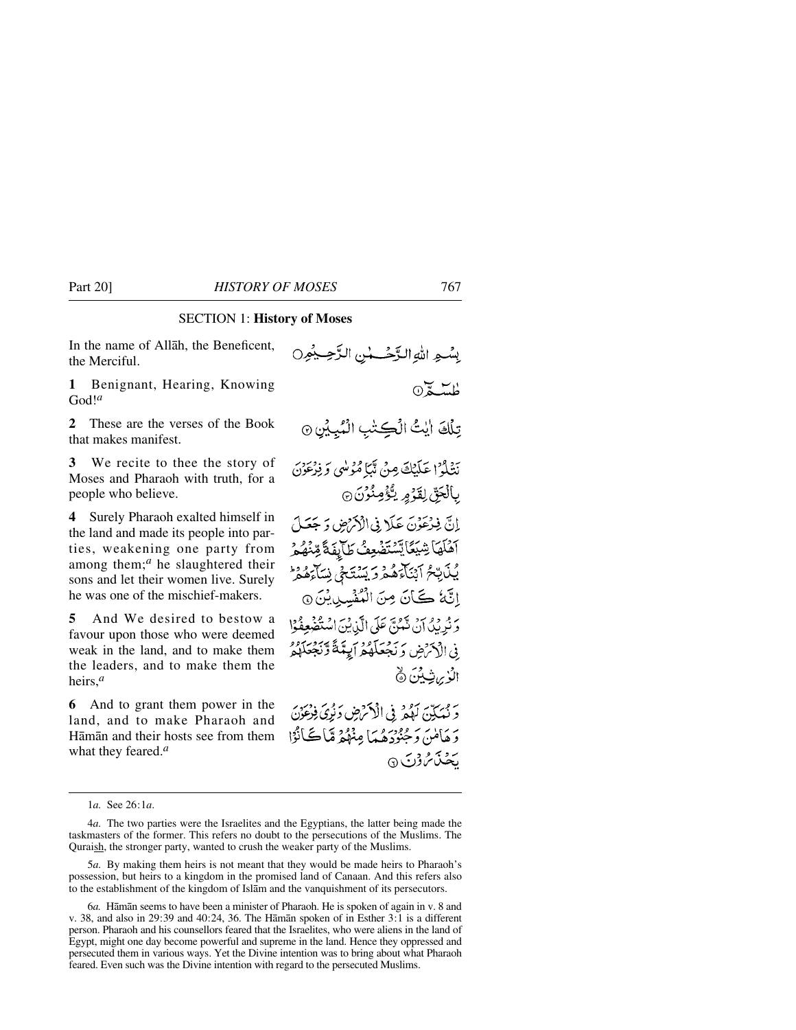## SECTION 1: **History of Moses**

In the name of Allāh, the Beneficent, the Merciful.

بِسۡمِ اللّٰہِ الرَّحۡمٰنِ الرَّحِیۡمِ ○

**1** Benignant, Hearing, Knowing God![a]

طٰسٓمّٓ ①

**2** These are the verses of the Book that makes manifest.

تِلۡکَ اٰیٰتُ الۡکِتٰبِ الۡمُبِیۡنِ ②

**3** We recite to thee the story of Moses and Pharaoh with truth, for a people who believe.

نَتۡلُوۡا عَلَیۡکَ مِنۡ نَّبَاِ مُوۡسٰی وَ فِرۡعَوۡنَ بِالۡحَقِّ لِقَوۡمٍ یُّؤۡمِنُوۡنَ ③

**4** Surely Pharaoh exalted himself in the land and made its people into parties, weakening one party from among them;[a] he slaughtered their sons and let their women live. Surely he was one of the mischief-makers.

اِنَّ فِرۡعَوۡنَ عَلَا فِی الۡاَرۡضِ وَ جَعَلَ اَہۡلَہَا شِیَعًا یَّسۡتَضۡعِفُ طَآئِفَۃً مِّنۡہُمۡ یُذَبِّحُ اَبۡنَآءَہُمۡ وَ یَسۡتَحۡیٖ نِسَآءَہُمۡ ؕ اِنَّہٗ کَانَ مِنَ الۡمُفۡسِدِیۡنَ ④

**5** And We desired to bestow a favour upon those who were deemed weak in the land, and to make them the leaders, and to make them the heirs,[a]

وَ نُرِیۡدُ اَنۡ نَّمُنَّ عَلَی الَّذِیۡنَ اسۡتُضۡعِفُوۡا فِی الۡاَرۡضِ وَ نَجۡعَلَہُمۡ اَئِمَّۃً وَّ نَجۡعَلَہُمُ الۡوٰرِثِیۡنَ ⑤

**6** And to grant them power in the land, and to make Pharaoh and Hāmān and their hosts see from them what they feared.[a]

وَ نُمَکِّنَ لَہُمۡ فِی الۡاَرۡضِ وَ نُرِیَ فِرۡعَوۡنَ وَ ہَامٰنَ وَ جُنُوۡدَہُمَا مِنۡہُمۡ مَّا کَانُوۡا یَحۡذَرُوۡنَ ⑥

---

1*a.* See 26:1*a*.

4*a.* The two parties were the Israelites and the Egyptians, the latter being made the taskmasters of the former. This refers no doubt to the persecutions of the Muslims. The Quraish, the stronger party, wanted to crush the weaker party of the Muslims.

5*a.* By making them heirs is not meant that they would be made heirs to Pharaoh's possession, but heirs to a kingdom in the promised land of Canaan. And this refers also to the establishment of the kingdom of Islām and the vanquishment of its persecutors.

6*a.* Hāmān seems to have been a minister of Pharaoh. He is spoken of again in v. 8 and v. 38, and also in 29:39 and 40:24, 36. The Hāmān spoken of in Esther 3:1 is a different person. Pharaoh and his counsellors feared that the Israelites, who were aliens in the land of Egypt, might one day become powerful and supreme in the land. Hence they oppressed and persecuted them in various ways. Yet the Divine intention was to bring about what Pharaoh feared. Even such was the Divine intention with regard to the persecuted Muslims.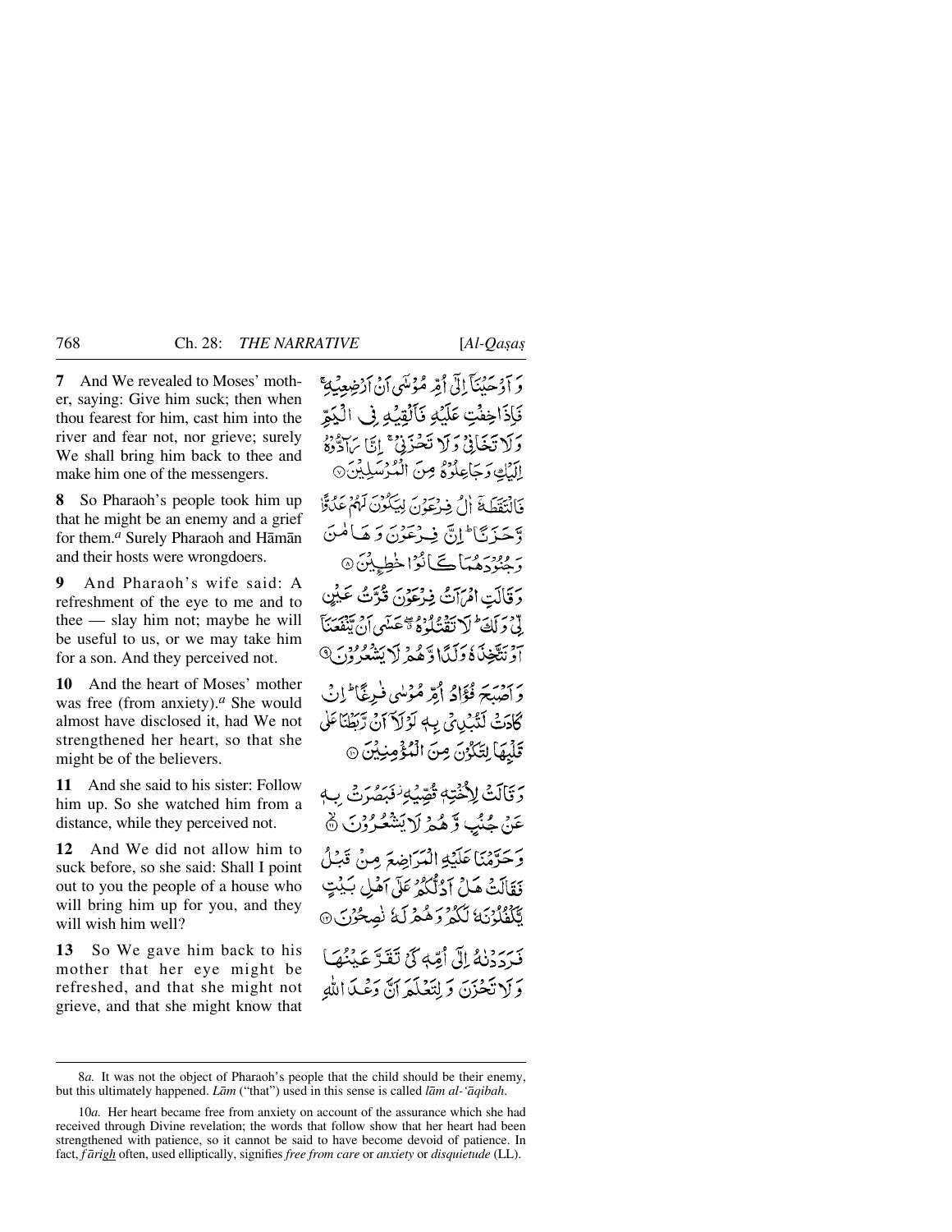**7** And We revealed to Moses' mother, saying: Give him suck; then when thou fearest for him, cast him into the river and fear not, nor grieve; surely We shall bring him back to thee and make him one of the messengers.

وَ اَوۡحَیۡنَاۤ اِلٰۤی اُمِّ مُوۡسٰۤی اَنۡ اَرۡضِعِیۡہِ ۚ فَاِذَا خِفۡتِ عَلَیۡہِ فَاَلۡقِیۡہِ فِی الۡیَمِّ وَ لَا تَخَافِیۡ وَ لَا تَحۡزَنِیۡ ۚ اِنَّا رَآدُّوۡہُ اِلَیۡکِ وَ جَاعِلُوۡہُ مِنَ الۡمُرۡسَلِیۡنَ ﴿۷﴾

**8** So Pharaoh's people took him up that he might be an enemy and a grief for them.[a] Surely Pharaoh and Hāmān and their hosts were wrongdoers.

فَالۡتَقَطَہٗۤ اٰلُ فِرۡعَوۡنَ لِیَکُوۡنَ لَہُمۡ عَدُوًّا وَّ حَزَنًا ؕ اِنَّ فِرۡعَوۡنَ وَ ہَامٰنَ وَ جُنُوۡدَہُمَا کَانُوۡا خٰطِئِیۡنَ ﴿۸﴾

**9** And Pharaoh's wife said: A refreshment of the eye to me and to thee — slay him not; maybe he will be useful to us, or we may take him for a son. And they perceived not.

وَ قَالَتِ امۡرَاَتُ فِرۡعَوۡنَ قُرَّتُ عَیۡنٍ لِّیۡ وَ لَکَ ؕ لَا تَقۡتُلُوۡہُ ٭ۖ عَسٰۤی اَنۡ یَّنۡفَعَنَاۤ اَوۡ نَتَّخِذَہٗ وَلَدًا وَّ ہُمۡ لَا یَشۡعُرُوۡنَ ﴿۹﴾

**10** And the heart of Moses' mother was free (from anxiety).[a] She would almost have disclosed it, had We not strengthened her heart, so that she might be of the believers.

وَ اَصۡبَحَ فُؤَادُ اُمِّ مُوۡسٰی فٰرِغًا ؕ اِنۡ کَادَتۡ لَتُبۡدِیۡ بِہٖ لَوۡ لَاۤ اَنۡ رَّبَطۡنَا عَلٰی قَلۡبِہَا لِتَکُوۡنَ مِنَ الۡمُؤۡمِنِیۡنَ ﴿۱۰﴾

**11** And she said to his sister: Follow him up. So she watched him from a distance, while they perceived not.

وَ قَالَتۡ لِاُخۡتِہٖ قُصِّیۡہِ ۫ فَبَصُرَتۡ بِہٖ عَنۡ جُنُبٍ وَّ ہُمۡ لَا یَشۡعُرُوۡنَ ﴿ۙ۱۱﴾

**12** And We did not allow him to suck before, so she said: Shall I point out to you the people of a house who will bring him up for you, and they will wish him well?

وَ حَرَّمۡنَا عَلَیۡہِ الۡمَرَاضِعَ مِنۡ قَبۡلُ فَقَالَتۡ ہَلۡ اَدُلُّکُمۡ عَلٰۤی اَہۡلِ بَیۡتٍ یَّکۡفُلُوۡنَہٗ لَکُمۡ وَ ہُمۡ لَہٗ نٰصِحُوۡنَ ﴿۱۲﴾

**13** So We gave him back to his mother that her eye might be refreshed, and that she might not grieve, and that she might know that

فَرَدَدۡنٰہُ اِلٰۤی اُمِّہٖ کَیۡ تَقَرَّ عَیۡنُہَا وَ لَا تَحۡزَنَ وَ لِتَعۡلَمَ اَنَّ وَعۡدَ اللّٰہِ

---

8*a.* It was not the object of Pharaoh's people that the child should be their enemy, but this ultimately happened. *Lām* ("that") used in this sense is called *lām al-'āqibah*.

10*a.* Her heart became free from anxiety on account of the assurance which she had received through Divine revelation; the words that follow show that her heart had been strengthened with patience, so it cannot be said to have become devoid of patience. In fact, *fārigh* often, used elliptically, signifies *free from care* or *anxiety* or *disquietude* (LL).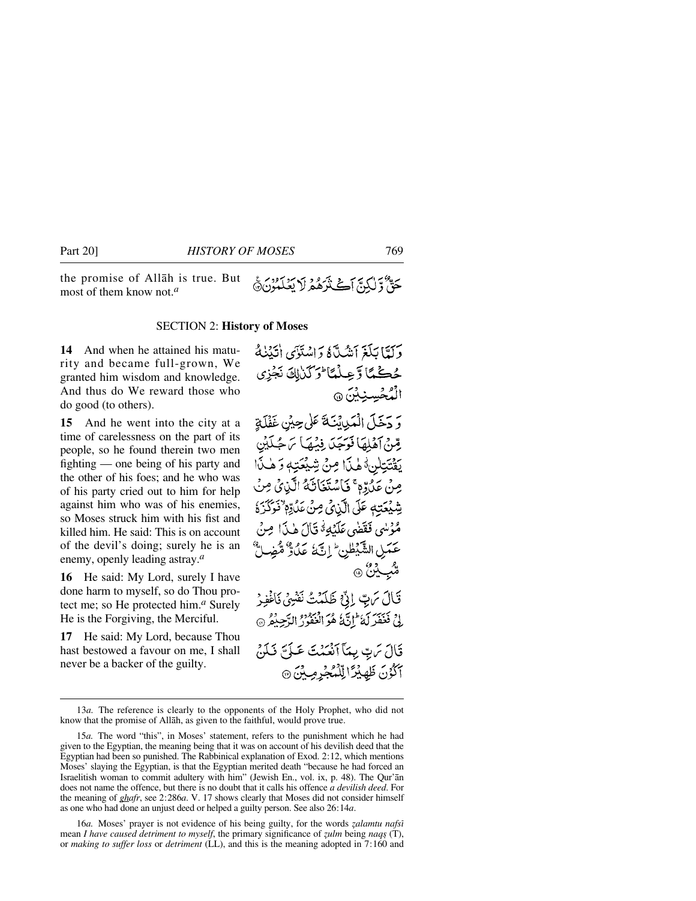the promise of Allāh is true. But most of them know not.[a]

حَقٌّ وَّلٰكِنَّ اَكْثَرَهُمْ لَا يَعْلَمُوْنَ ﴿۱۳﴾

## SECTION 2: **History of Moses**

**14** And when he attained his maturity and became full-grown, We granted him wisdom and knowledge. And thus do We reward those who do good (to others).

وَلَمَّا بَلَغَ اَشُدَّهٗ وَاسْتَوٰۤى اٰتَيْنٰهُ حُكْمًا وَّعِلْمًا ؕ وَكَذٰلِكَ نَجْزِى الْمُحْسِنِيْنَ ﴿۱۴﴾

**15** And he went into the city at a time of carelessness on the part of its people, so he found therein two men fighting — one being of his party and the other of his foes; and he who was of his party cried out to him for help against him who was of his enemies, so Moses struck him with his fist and killed him. He said: This is on account of the devil's doing; surely he is an enemy, openly leading astray.[a]

وَدَخَلَ الْمَدِيْنَةَ عَلٰى حِيْنِ غَفْلَةٍ مِّنْ اَهْلِهَا فَوَجَدَ فِيْهَا رَجُلَيْنِ يَقْتَتِلٰنِ ۫ هٰذَا مِنْ شِيْعَتِهٖ وَهٰذَا مِنْ عَدُوِّهٖ ۚ فَاسْتَغَاثَهُ الَّذِىْ مِنْ شِيْعَتِهٖ عَلَى الَّذِىْ مِنْ عَدُوِّهٖ ۙ فَوَكَزَهٗ مُوْسٰى فَقَضٰى عَلَيْهِ ۫ قَالَ هٰذَا مِنْ عَمَلِ الشَّيْطٰنِ ؕ اِنَّهٗ عَدُوٌّ مُّضِلٌّ مُّبِيْنٌ ﴿۱۵﴾

**16** He said: My Lord, surely I have done harm to myself, so do Thou protect me; so He protected him.[a] Surely He is the Forgiving, the Merciful.

قَالَ رَبِّ اِنِّىْ ظَلَمْتُ نَفْسِىْ فَاغْفِرْ لِىْ فَغَفَرَ لَهٗ ؕ اِنَّهٗ هُوَ الْغَفُوْرُ الرَّحِيْمُ ﴿۱۶﴾

**17** He said: My Lord, because Thou hast bestowed a favour on me, I shall never be a backer of the guilty.

قَالَ رَبِّ بِمَاۤ اَنْعَمْتَ عَلَىَّ فَلَنْ اَكُوْنَ ظَهِيْرًا لِّلْمُجْرِمِيْنَ ﴿۱۷﴾

---

13*a.* The reference is clearly to the opponents of the Holy Prophet, who did not know that the promise of Allāh, as given to the faithful, would prove true.

15*a.* The word "this", in Moses' statement, refers to the punishment which he had given to the Egyptian, the meaning being that it was on account of his devilish deed that the Egyptian had been so punished. The Rabbinical explanation of Exod. 2:12, which mentions Moses' slaying the Egyptian, is that the Egyptian merited death "because he had forced an Israelitish woman to commit adultery with him" (Jewish En., vol. ix, p. 48). The Qur'ān does not name the offence, but there is no doubt that it calls his offence *a devilish deed*. For the meaning of *ghafr*, see 2:286*a*. V. 17 shows clearly that Moses did not consider himself as one who had done an unjust deed or helped a guilty person. See also 26:14*a*.

16*a.* Moses' prayer is not evidence of his being guilty, for the words *ẓalamtu nafsī* mean *I have caused detriment to myself*, the primary significance of *ẓulm* being *naqṣ* (T), or *making to suffer loss* or *detriment* (LL), and this is the meaning adopted in 7:160 and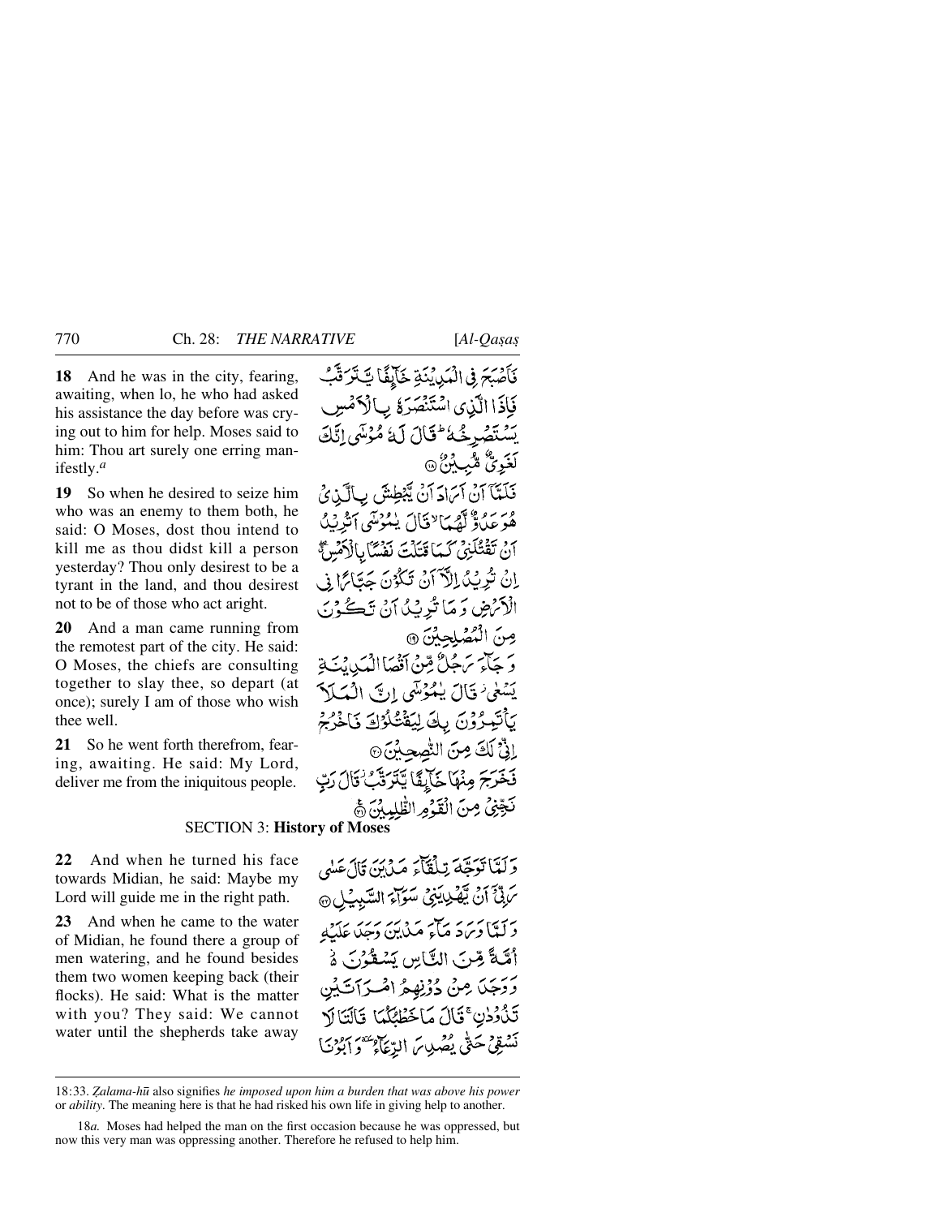**18** And he was in the city, fearing, awaiting, when lo, he who had asked his assistance the day before was crying out to him for help. Moses said to him: Thou art surely one erring manifestly.[a]

**19** So when he desired to seize him who was an enemy to them both, he said: O Moses, dost thou intend to kill me as thou didst kill a person yesterday? Thou only desirest to be a tyrant in the land, and thou desirest not to be of those who act aright.

**20** And a man came running from the remotest part of the city. He said: O Moses, the chiefs are consulting together to slay thee, so depart (at once); surely I am of those who wish thee well.

**21** So he went forth therefrom, fearing, awaiting. He said: My Lord, deliver me from the iniquitous people.

فَأَصْبَحَ فِي الْمَدِينَةِ خَائِفًا يَتَرَقَّبُ فَإِذَا الَّذِي اسْتَنْصَرَهُ بِالْأَمْسِ يَسْتَصْرِخُهُ ۚ قَالَ لَهُ مُوسَىٰ إِنَّكَ لَغَوِيٌّ مُبِينٌ ﴿١٨﴾ فَلَمَّا أَنْ أَرَادَ أَنْ يَبْطِشَ بِالَّذِي هُوَ عَدُوٌّ لَهُمَا قَالَ يَا مُوسَىٰ أَتُرِيدُ أَنْ تَقْتُلَنِي كَمَا قَتَلْتَ نَفْسًا بِالْأَمْسِ ۖ إِنْ تُرِيدُ إِلَّا أَنْ تَكُونَ جَبَّارًا فِي الْأَرْضِ وَمَا تُرِيدُ أَنْ تَكُونَ مِنَ الْمُصْلِحِينَ ﴿١٩﴾ وَجَاءَ رَجُلٌ مِنْ أَقْصَى الْمَدِينَةِ يَسْعَىٰ قَالَ يَا مُوسَىٰ إِنَّ الْمَلَأَ يَأْتَمِرُونَ بِكَ لِيَقْتُلُوكَ فَاخْرُجْ إِنِّي لَكَ مِنَ النَّاصِحِينَ ﴿٢٠﴾ فَخَرَجَ مِنْهَا خَائِفًا يَتَرَقَّبُ ۖ قَالَ رَبِّ نَجِّنِي مِنَ الْقَوْمِ الظَّالِمِينَ ﴿٢١﴾

## SECTION 3: History of Moses

**22** And when he turned his face towards Midian, he said: Maybe my Lord will guide me in the right path.

**23** And when he came to the water of Midian, he found there a group of men watering, and he found besides them two women keeping back (their flocks). He said: What is the matter with you? They said: We cannot water until the shepherds take away

وَلَمَّا تَوَجَّهَ تِلْقَاءَ مَدْيَنَ قَالَ عَسَىٰ رَبِّي أَنْ يَهْدِيَنِي سَوَاءَ السَّبِيلِ ﴿٢٢﴾ وَلَمَّا وَرَدَ مَاءَ مَدْيَنَ وَجَدَ عَلَيْهِ أُمَّةً مِنَ النَّاسِ يَسْقُونَ وَوَجَدَ مِنْ دُونِهِمُ امْرَأَتَيْنِ تَذُودَانِ ۖ قَالَ مَا خَطْبُكُمَا ۖ قَالَتَا لَا نَسْقِي حَتَّىٰ يُصْدِرَ الرِّعَاءُ ۖ وَأَبُونَا

---

18:33. *Ẓalama-hū* also signifies *he imposed upon him a burden that was above his power* or *ability*. The meaning here is that he had risked his own life in giving help to another.

18*a.* Moses had helped the man on the first occasion because he was oppressed, but now this very man was oppressing another. Therefore he refused to help him.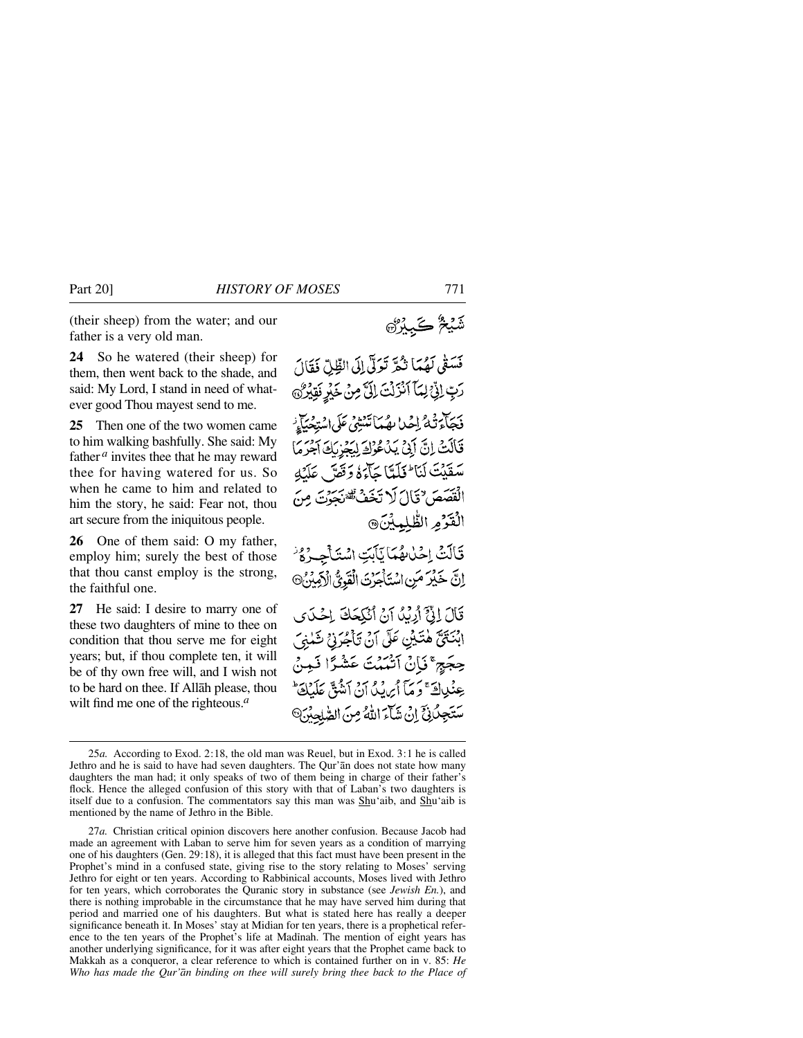(their sheep) from the water; and our father is a very old man.

شَيْخٌ كَبِيرٌ ﴿٢٣﴾

**24** So he watered (their sheep) for them, then went back to the shade, and said: My Lord, I stand in need of whatever good Thou mayest send to me.

فَسَقٰى لَهُمَا ثُمَّ تَوَلّٰٓى اِلَى الظِّلِّ فَقَالَ رَبِّ اِنِّيْ لِمَآ اَنْزَلْتَ اِلَيَّ مِنْ خَيْرٍ فَقِيْرٌ ﴿٢٤﴾

**25** Then one of the two women came to him walking bashfully. She said: My father[a] invites thee that he may reward thee for having watered for us. So when he came to him and related to him the story, he said: Fear not, thou art secure from the iniquitous people.

فَجَآءَتْهُ اِحْدٰىهُمَا تَمْشِيْ عَلَى اسْتِحْيَآءٍ ۫ قَالَتْ اِنَّ اَبِيْ يَدْعُوْكَ لِيَجْزِيَكَ اَجْرَ مَا سَقَيْتَ لَنَا ؕ فَلَمَّا جَآءَهٗ وَقَصَّ عَلَيْهِ الْقَصَصَ ۙ قَالَ لَا تَخَفْ ٝ نَجَوْتَ مِنَ الْقَوْمِ الظّٰلِمِيْنَ ﴿٢٥﴾

**26** One of them said: O my father, employ him; surely the best of those that thou canst employ is the strong, the faithful one.

قَالَتْ اِحْدٰىهُمَا يٰٓاَبَتِ اسْتَاْجِرْهُ ۫ اِنَّ خَيْرَ مَنِ اسْتَاْجَرْتَ الْقَوِيُّ الْاَمِيْنُ ﴿٢٦﴾

**27** He said: I desire to marry one of these two daughters of mine to thee on condition that thou serve me for eight years; but, if thou complete ten, it will be of thy own free will, and I wish not to be hard on thee. If Allāh please, thou wilt find me one of the righteous.[a]

قَالَ اِنِّيْٓ اُرِيْدُ اَنْ اُنْكِحَكَ اِحْدَى ابْنَتَيَّ هٰتَيْنِ عَلٰٓى اَنْ تَاْجُرَنِيْ ثَمٰنِيَ حِجَجٍ ۚ فَاِنْ اَتْمَمْتَ عَشْرًا فَمِنْ عِنْدِكَ ۚ وَمَآ اُرِيْدُ اَنْ اَشُقَّ عَلَيْكَ ؕ سَتَجِدُنِيْٓ اِنْ شَآءَ اللّٰهُ مِنَ الصّٰلِحِيْنَ ﴿٢٧﴾

---

25*a.* According to Exod. 2:18, the old man was Reuel, but in Exod. 3:1 he is called Jethro and he is said to have had seven daughters. The Qur'ān does not state how many daughters the man had; it only speaks of two of them being in charge of their father's flock. Hence the alleged confusion of this story with that of Laban's two daughters is itself due to a confusion. The commentators say this man was Shu'aib, and Shu'aib is mentioned by the name of Jethro in the Bible.

27*a.* Christian critical opinion discovers here another confusion. Because Jacob had made an agreement with Laban to serve him for seven years as a condition of marrying one of his daughters (Gen. 29:18), it is alleged that this fact must have been present in the Prophet's mind in a confused state, giving rise to the story relating to Moses' serving Jethro for eight or ten years. According to Rabbinical accounts, Moses lived with Jethro for ten years, which corroborates the Quranic story in substance (see *Jewish En.*), and there is nothing improbable in the circumstance that he may have served him during that period and married one of his daughters. But what is stated here has really a deeper significance beneath it. In Moses' stay at Midian for ten years, there is a prophetical reference to the ten years of the Prophet's life at Madinah. The mention of eight years has another underlying significance, for it was after eight years that the Prophet came back to Makkah as a conqueror, a clear reference to which is contained further on in v. 85: *He Who has made the Qur'ān binding on thee will surely bring thee back to the Place of*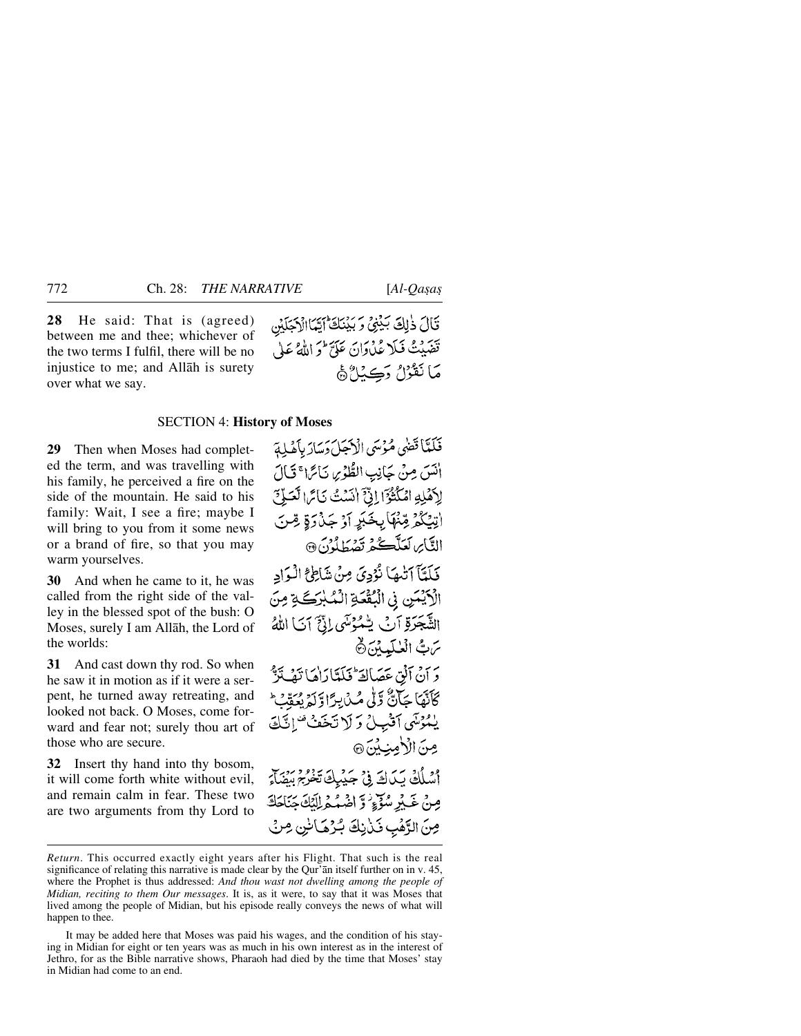**28** He said: That is (agreed) between me and thee; whichever of the two terms I fulfil, there will be no injustice to me; and Allāh is surety over what we say.

قَالَ ذٰلِكَ بَيْنِيْ وَ بَيْنَكَ ؕ اَيَّمَا الْاَجَلَيْنِ قَضَيْتُ فَلَا عُدْوَانَ عَلَيَّ ؕ وَ اللّٰهُ عَلٰى مَا نَقُوْلُ وَكِيْلٌ ﴿۲۸﴾

## SECTION 4: **History of Moses**

**29** Then when Moses had completed the term, and was travelling with his family, he perceived a fire on the side of the mountain. He said to his family: Wait, I see a fire; maybe I will bring to you from it some news or a brand of fire, so that you may warm yourselves.

فَلَمَّا قَضٰى مُوْسَى الْاَجَلَ وَسَارَ بِاَهْلِهٖۤ اٰنَسَ مِنْ جَانِبِ الطُّوْرِ نَارًا ۚ قَالَ لِاَهْلِهِ امْكُثُوْۤا اِنِّيْۤ اٰنَسْتُ نَارًا لَّعَلِّيْۤ اٰتِيْكُمْ مِّنْهَا بِخَبَرٍ اَوْ جَذْوَةٍ مِّنَ النَّارِ لَعَلَّكُمْ تَصْطَلُوْنَ ﴿۲۹﴾

**30** And when he came to it, he was called from the right side of the valley in the blessed spot of the bush: O Moses, surely I am Allāh, the Lord of the worlds:

فَلَمَّاۤ اَتٰىهَا نُوْدِيَ مِنْ شَاطِئِ الْوَادِ الْاَيْمَنِ فِي الْبُقْعَةِ الْمُبٰرَكَةِ مِنَ الشَّجَرَةِ اَنْ يّٰمُوْسٰۤى اِنِّيْۤ اَنَا اللّٰهُ رَبُّ الْعٰلَمِيْنَ ﴿۳۰﴾

**31** And cast down thy rod. So when he saw it in motion as if it were a serpent, he turned away retreating, and looked not back. O Moses, come forward and fear not; surely thou art of those who are secure.

وَ اَنْ اَلْقِ عَصَاكَ ؕ فَلَمَّا رَاٰهَا تَهْتَزُّ كَاَنَّهَا جَآنٌّ وَّلّٰى مُدْبِرًا وَّ لَمْ يُعَقِّبْ ؕ يٰمُوْسٰۤى اَقْبِلْ وَ لَا تَخَفْ ۟ اِنَّكَ مِنَ الْاٰمِنِيْنَ ﴿۳۱﴾

**32** Insert thy hand into thy bosom, it will come forth white without evil, and remain calm in fear. These two are two arguments from thy Lord to

اُسْلُكْ يَدَكَ فِيْ جَيْبِكَ تَخْرُجْ بَيْضَآءَ مِنْ غَيْرِ سُوْٓءٍ ۫ وَّ اضْمُمْ اِلَيْكَ جَنَاحَكَ مِنَ الرَّهْبِ فَذٰنِكَ بُرْهَانٰنِ مِنْ

---

*Return*. This occurred exactly eight years after his Flight. That such is the real significance of relating this narrative is made clear by the Qur'ān itself further on in v. 45, where the Prophet is thus addressed: *And thou wast not dwelling among the people of Midian, reciting to them Our messages*. It is, as it were, to say that it was Moses that lived among the people of Midian, but his episode really conveys the news of what will happen to thee.

It may be added here that Moses was paid his wages, and the condition of his staying in Midian for eight or ten years was as much in his own interest as in the interest of Jethro, for as the Bible narrative shows, Pharaoh had died by the time that Moses' stay in Midian had come to an end.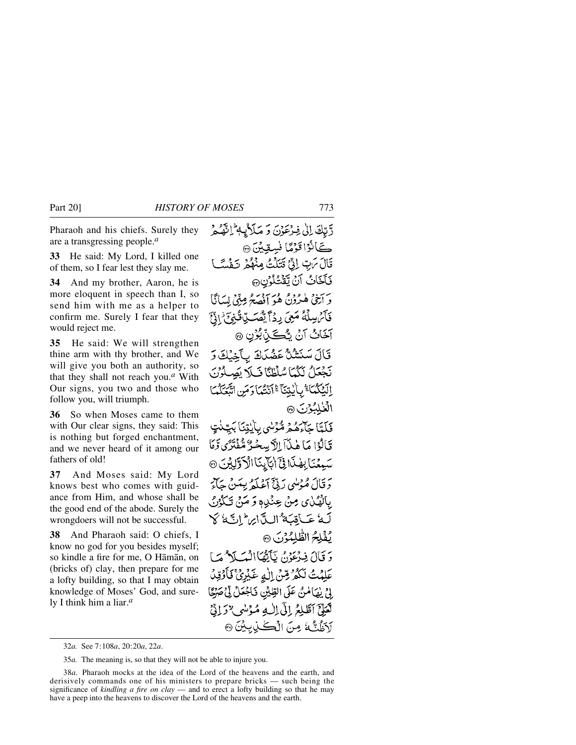Pharaoh and his chiefs. Surely they are a transgressing people.[a]

رَّبِّكَ إِلَىٰ فِرْعَوْنَ وَمَلَإِيْهِ ۚ إِنَّهُمْ كَانُوا قَوْمًا فَاسِقِينَ ۝

**33** He said: My Lord, I killed one of them, so I fear lest they slay me.

قَالَ رَبِّ إِنِّي قَتَلْتُ مِنْهُمْ نَفْسًا فَأَخَافُ أَن يَقْتُلُونِ ۝

**34** And my brother, Aaron, he is more eloquent in speech than I, so send him with me as a helper to confirm me. Surely I fear that they would reject me.

وَأَخِي هَارُونُ هُوَ أَفْصَحُ مِنِّي لِسَانًا فَأَرْسِلْهُ مَعِيَ رِدْءًا يُصَدِّقُنِي ۖ إِنِّي أَخَافُ أَن يُكَذِّبُونِ ۝

**35** He said: We will strengthen thine arm with thy brother, and We will give you both an authority, so that they shall not reach you.[a] With Our signs, you two and those who follow you, will triumph.

قَالَ سَنَشُدُّ عَضُدَكَ بِأَخِيكَ وَنَجْعَلُ لَكُمَا سُلْطَانًا فَلَا يَصِلُونَ إِلَيْكُمَا ۚ بِآيَاتِنَا أَنتُمَا وَمَنِ اتَّبَعَكُمَا الْغَالِبُونَ ۝

**36** So when Moses came to them with Our clear signs, they said: This is nothing but forged enchantment, and we never heard of it among our fathers of old!

فَلَمَّا جَاءَهُم مُّوسَىٰ بِآيَاتِنَا بَيِّنَاتٍ قَالُوا مَا هَٰذَا إِلَّا سِحْرٌ مُّفْتَرًى وَمَا سَمِعْنَا بِهَٰذَا فِي آبَائِنَا الْأَوَّلِينَ ۝

**37** And Moses said: My Lord knows best who comes with guidance from Him, and whose shall be the good end of the abode. Surely the wrongdoers will not be successful.

وَقَالَ مُوسَىٰ رَبِّي أَعْلَمُ بِمَن جَاءَ بِالْهُدَىٰ مِنْ عِندِهِ وَمَن تَكُونُ لَهُ عَاقِبَةُ الدَّارِ ۖ إِنَّهُ لَا يُفْلِحُ الظَّالِمُونَ ۝

**38** And Pharaoh said: O chiefs, I know no god for you besides myself; so kindle a fire for me, O Hāmān, on (bricks of) clay, then prepare for me a lofty building, so that I may obtain knowledge of Moses' God, and surely I think him a liar.[a]

وَقَالَ فِرْعَوْنُ يَا أَيُّهَا الْمَلَأُ مَا عَلِمْتُ لَكُم مِّنْ إِلَٰهٍ غَيْرِي فَأَوْقِدْ لِي يَا هَامَانُ عَلَى الطِّينِ فَاجْعَل لِّي صَرْحًا لَّعَلِّي أَطَّلِعُ إِلَىٰ إِلَٰهِ مُوسَىٰ وَإِنِّي لَأَظُنُّهُ مِنَ الْكَاذِبِينَ ۝

---

32*a.* See 7:108*a*, 20:20*a*, 22*a*.

35*a.* The meaning is, so that they will not be able to injure you.

38*a.* Pharaoh mocks at the idea of the Lord of the heavens and the earth, and derisively commands one of his ministers to prepare bricks — such being the significance of *kindling a fire on clay* — and to erect a lofty building so that he may have a peep into the heavens to discover the Lord of the heavens and the earth.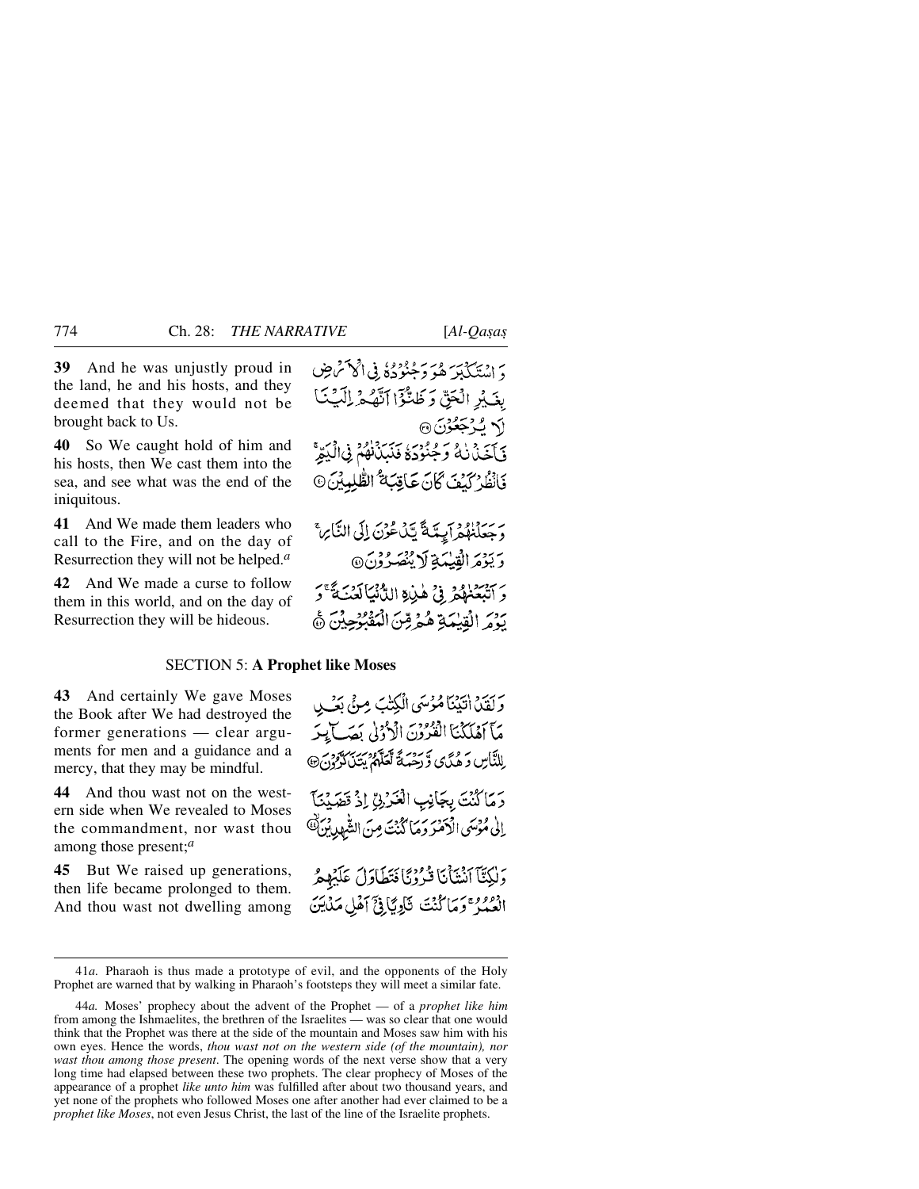**39** And he was unjustly proud in the land, he and his hosts, and they deemed that they would not be brought back to Us.

وَ اسْتَكْبَرَ هُوَ وَ جُنُوْدُهٗ فِی الْاَرْضِ بِغَیْرِ الْحَقِّ وَ ظَنُّوْۤا اَنَّهُمْ اِلَیْنَا لَا یُرْجَعُوْنَ ﴿۳۹﴾

**40** So We caught hold of him and his hosts, then We cast them into the sea, and see what was the end of the iniquitous.

فَاَخَذْنٰهُ وَ جُنُوْدَهٗ فَنَبَذْنٰهُمْ فِی الْیَمِّ ۚ فَانْظُرْ كَیْفَ كَانَ عَاقِبَةُ الظّٰلِمِیْنَ ﴿۴۰﴾

**41** And We made them leaders who call to the Fire, and on the day of Resurrection they will not be helped.[a]

وَ جَعَلْنٰهُمْ اَئِمَّةً یَّدْعُوْنَ اِلَى النَّارِ ۚ وَ یَوْمَ الْقِیٰمَةِ لَا یُنْصَرُوْنَ ﴿۴۱﴾

**42** And We made a curse to follow them in this world, and on the day of Resurrection they will be hideous.

وَ اَتْبَعْنٰهُمْ فِیْ هٰذِهِ الدُّنْیَا لَعْنَةً ۚ وَ یَوْمَ الْقِیٰمَةِ هُمْ مِّنَ الْمَقْبُوْحِیْنَ ﴿۴۲﴾

## SECTION 5: **A Prophet like Moses**

**43** And certainly We gave Moses the Book after We had destroyed the former generations — clear arguments for men and a guidance and a mercy, that they may be mindful.

وَ لَقَدْ اٰتَیْنَا مُوْسَى الْكِتٰبَ مِنْۢ بَعْدِ مَاۤ اَهْلَكْنَا الْقُرُوْنَ الْاُوْلٰى بَصَآئِرَ لِلنَّاسِ وَ هُدًى وَّ رَحْمَةً لَّعَلَّهُمْ یَتَذَكَّرُوْنَ ﴿۴۳﴾

**44** And thou wast not on the western side when We revealed to Moses the commandment, nor wast thou among those present;[a]

وَ مَا كُنْتَ بِجَانِبِ الْغَرْبِیِّ اِذْ قَضَیْنَاۤ اِلٰى مُوْسَى الْاَمْرَ وَ مَا كُنْتَ مِنَ الشّٰهِدِیْنَ ﴿۴۴﴾

**45** But We raised up generations, then life became prolonged to them. And thou wast not dwelling among

وَ لٰكِنَّاۤ اَنْشَاْنَا قُرُوْنًا فَتَطَاوَلَ عَلَیْهِمُ الْعُمُرُ ۚ وَ مَا كُنْتَ ثَاوِیًا فِیْۤ اَهْلِ مَدْیَنَ

---

41*a.* Pharaoh is thus made a prototype of evil, and the opponents of the Holy Prophet are warned that by walking in Pharaoh's footsteps they will meet a similar fate.

44*a.* Moses' prophecy about the advent of the Prophet — of a *prophet like him* from among the Ishmaelites, the brethren of the Israelites — was so clear that one would think that the Prophet was there at the side of the mountain and Moses saw him with his own eyes. Hence the words, *thou wast not on the western side (of the mountain), nor wast thou among those present*. The opening words of the next verse show that a very long time had elapsed between these two prophets. The clear prophecy of Moses of the appearance of a prophet *like unto him* was fulfilled after about two thousand years, and yet none of the prophets who followed Moses one after another had ever claimed to be a *prophet like Moses*, not even Jesus Christ, the last of the line of the Israelite prophets.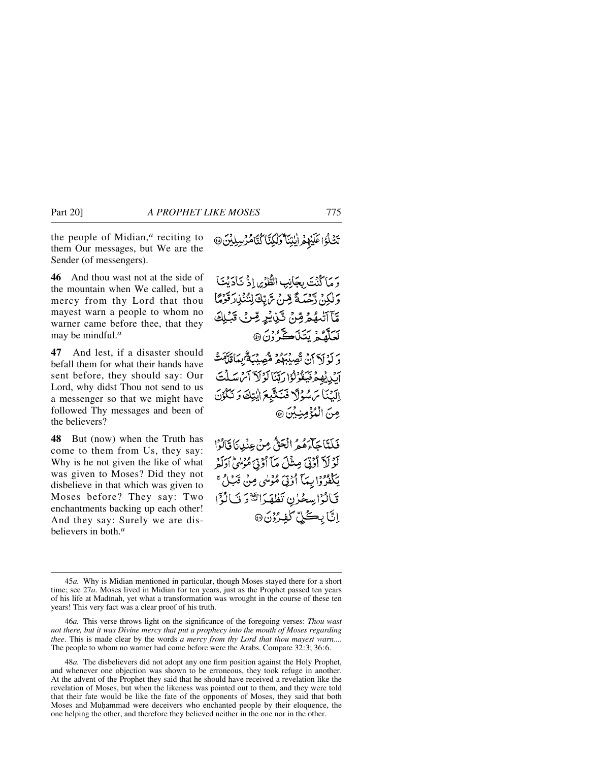the people of Midian,[a] reciting to them Our messages, but We are the Sender (of messengers).

تَتْلُوْا عَلَيْهِمْ اٰيٰتِنَا ۙ وَلٰكِنَّا كُنَّا مُرْسِلِيْنَ ۝

**46** And thou wast not at the side of the mountain when We called, but a mercy from thy Lord that thou mayest warn a people to whom no warner came before thee, that they may be mindful.[a]

وَمَا كُنْتَ بِجَانِبِ الطُّوْرِ اِذْ نَادَيْنَا وَلٰكِنْ رَّحْمَةً مِّنْ رَّبِّكَ لِتُنْذِرَ قَوْمًا مَّآ اَتٰىهُمْ مِّنْ نَّذِيْرٍ مِّنْ قَبْلِكَ لَعَلَّهُمْ يَتَذَكَّرُوْنَ ۝

**47** And lest, if a disaster should befall them for what their hands have sent before, they should say: Our Lord, why didst Thou not send to us a messenger so that we might have followed Thy messages and been of the believers?

وَلَوْلَآ اَنْ تُصِيْبَهُمْ مُّصِيْبَةٌۢ بِمَا قَدَّمَتْ اَيْدِيْهِمْ فَيَقُوْلُوْا رَبَّنَا لَوْلَآ اَرْسَلْتَ اِلَيْنَا رَسُوْلًا فَنَتَّبِعَ اٰيٰتِكَ وَنَكُوْنَ مِنَ الْمُؤْمِنِيْنَ ۝

**48** But (now) when the Truth has come to them from Us, they say: Why is he not given the like of what was given to Moses? Did they not disbelieve in that which was given to Moses before? They say: Two enchantments backing up each other! And they say: Surely we are disbelievers in both.[a]

فَلَمَّا جَآءَهُمُ الْحَقُّ مِنْ عِنْدِنَا قَالُوْا لَوْلَآ اُوْتِيَ مِثْلَ مَآ اُوْتِيَ مُوْسٰى ؕ اَوَلَمْ يَكْفُرُوْا بِمَآ اُوْتِيَ مُوْسٰى مِنْ قَبْلُ ۚ قَالُوْا سِحْرٰنِ تَظٰهَرَا ۟ۙ وَقَالُوْٓا اِنَّا بِكُلٍّ كٰفِرُوْنَ ۝

---

45*a.* Why is Midian mentioned in particular, though Moses stayed there for a short time; see 27*a*. Moses lived in Midian for ten years, just as the Prophet passed ten years of his life at Madinah, yet what a transformation was wrought in the course of these ten years! This very fact was a clear proof of his truth.

46*a.* This verse throws light on the significance of the foregoing verses: *Thou wast not there, but it was Divine mercy that put a prophecy into the mouth of Moses regarding thee*. This is made clear by the words *a mercy from thy Lord that thou mayest warn....* The people to whom no warner had come before were the Arabs. Compare 32:3; 36:6.

48*a.* The disbelievers did not adopt any one firm position against the Holy Prophet, and whenever one objection was shown to be erroneous, they took refuge in another. At the advent of the Prophet they said that he should have received a revelation like the revelation of Moses, but when the likeness was pointed out to them, and they were told that their fate would be like the fate of the opponents of Moses, they said that both Moses and Muḥammad were deceivers who enchanted people by their eloquence, the one helping the other, and therefore they believed neither in the one nor in the other.